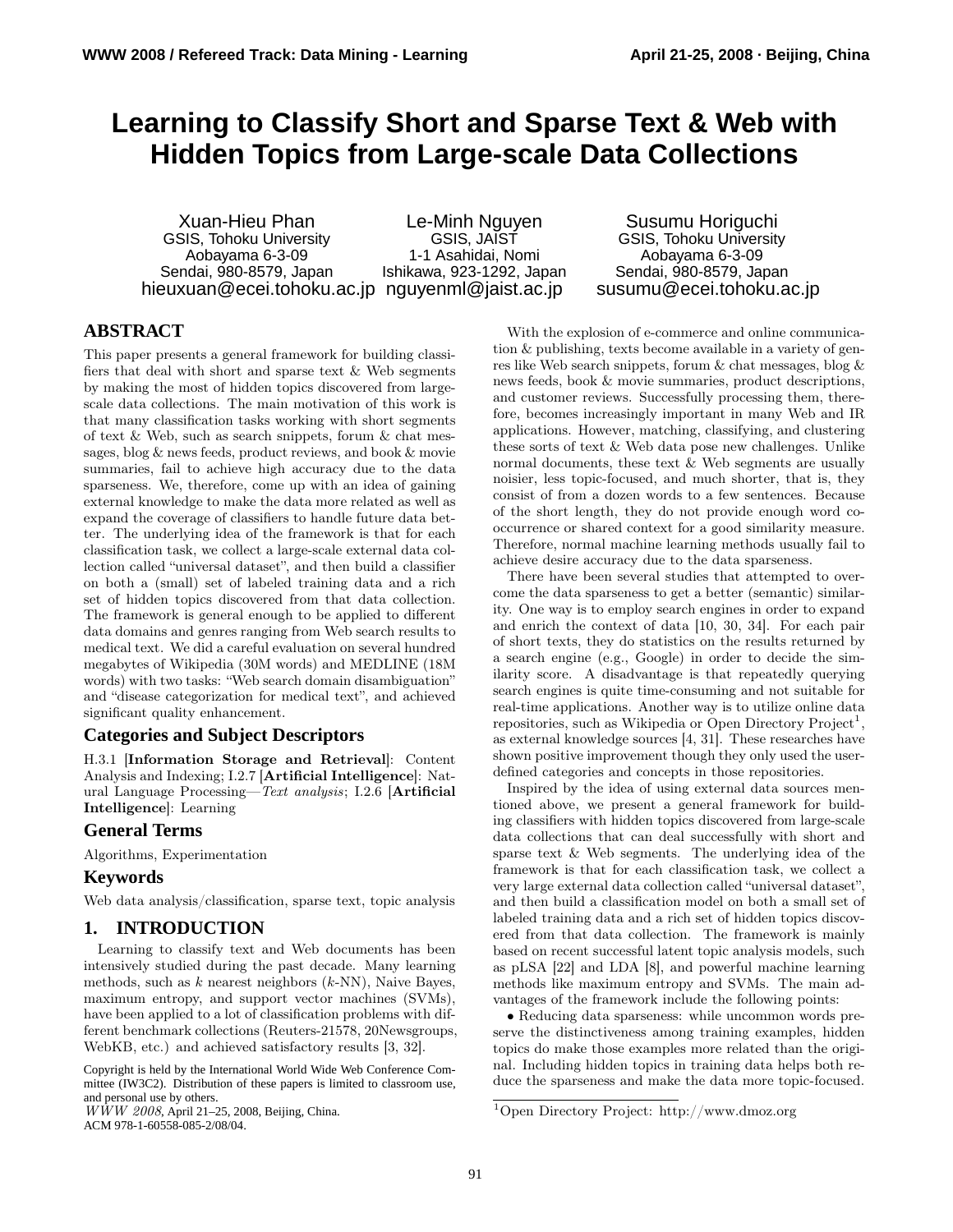# Learning to Classify Short and Sparse Text & Web with Hidden Topics from Large-scale Data Collections

Xuan-Hieu Phan
GSIS, Tohoku University
Aobayama 6-3-09
Sendai, 980-8579, Japan
hieuxuan@ecei.tohoku.ac.jp

Le-Minh Nguyen
GSIS, JAIST
1-1 Asahidai, Nomi
Ishikawa, 923-1292, Japan
nguyenml@jaist.ac.jp

Susumu Horiguchi
GSIS, Tohoku University
Aobayama 6-3-09
Sendai, 980-8579, Japan
susumu@ecei.tohoku.ac.jp

## ABSTRACT

This paper presents a general framework for building classifiers that deal with short and sparse text & Web segments by making the most of hidden topics discovered from large-scale data collections. The main motivation of this work is that many classification tasks working with short segments of text & Web, such as search snippets, forum & chat messages, blog & news feeds, product reviews, and book & movie summaries, fail to achieve high accuracy due to the data sparseness. We, therefore, come up with an idea of gaining external knowledge to make the data more related as well as expand the coverage of classifiers to handle future data better. The underlying idea of the framework is that for each classification task, we collect a large-scale external data collection called "universal dataset", and then build a classifier on both a (small) set of labeled training data and a rich set of hidden topics discovered from that data collection. The framework is general enough to be applied to different data domains and genres ranging from Web search results to medical text. We did a careful evaluation on several hundred megabytes of Wikipedia (30M words) and MEDLINE (18M words) with two tasks: "Web search domain disambiguation" and "disease categorization for medical text", and achieved significant quality enhancement.

### Categories and Subject Descriptors

H.3.1 [**Information Storage and Retrieval**]: Content Analysis and Indexing; I.2.7 [**Artificial Intelligence**]: Natural Language Processing—*Text analysis*; I.2.6 [**Artificial Intelligence**]: Learning

### General Terms

Algorithms, Experimentation

### Keywords

Web data analysis/classification, sparse text, topic analysis

## 1. INTRODUCTION

Learning to classify text and Web documents has been intensively studied during the past decade. Many learning methods, such as $k$ nearest neighbors ($k$-NN), Naive Bayes, maximum entropy, and support vector machines (SVMs), have been applied to a lot of classification problems with different benchmark collections (Reuters-21578, 20Newsgroups, WebKB, etc.) and achieved satisfactory results [3, 32].

Copyright is held by the International World Wide Web Conference Committee (IW3C2). Distribution of these papers is limited to classroom use, and personal use by others.
*WWW 2008*, April 21–25, 2008, Beijing, China.
ACM 978-1-60558-085-2/08/04.

With the explosion of e-commerce and online communication & publishing, texts become available in a variety of genres like Web search snippets, forum & chat messages, blog & news feeds, book & movie summaries, product descriptions, and customer reviews. Successfully processing them, therefore, becomes increasingly important in many Web and IR applications. However, matching, classifying, and clustering these sorts of text & Web data pose new challenges. Unlike normal documents, these text & Web segments are usually noisier, less topic-focused, and much shorter, that is, they consist of from a dozen words to a few sentences. Because of the short length, they do not provide enough word co-occurrence or shared context for a good similarity measure. Therefore, normal machine learning methods usually fail to achieve desire accuracy due to the data sparseness.

There have been several studies that attempted to overcome the data sparseness to get a better (semantic) similarity. One way is to employ search engines in order to expand and enrich the context of data [10, 30, 34]. For each pair of short texts, they do statistics on the results returned by a search engine (e.g., Google) in order to decide the similarity score. A disadvantage is that repeatedly querying search engines is quite time-consuming and not suitable for real-time applications. Another way is to utilize online data repositories, such as Wikipedia or Open Directory Project[1], as external knowledge sources [4, 31]. These researches have shown positive improvement though they only used the user-defined categories and concepts in those repositories.

Inspired by the idea of using external data sources mentioned above, we present a general framework for building classifiers with hidden topics discovered from large-scale data collections that can deal successfully with short and sparse text & Web segments. The underlying idea of the framework is that for each classification task, we collect a very large external data collection called "universal dataset", and then build a classification model on both a small set of labeled training data and a rich set of hidden topics discovered from that data collection. The framework is mainly based on recent successful latent topic analysis models, such as pLSA [22] and LDA [8], and powerful machine learning methods like maximum entropy and SVMs. The main advantages of the framework include the following points:

- Reducing data sparseness: while uncommon words preserve the distinctiveness among training examples, hidden topics do make those examples more related than the original. Including hidden topics in training data helps both reduce the sparseness and make the data more topic-focused.

[1]Open Directory Project: http://www.dmoz.org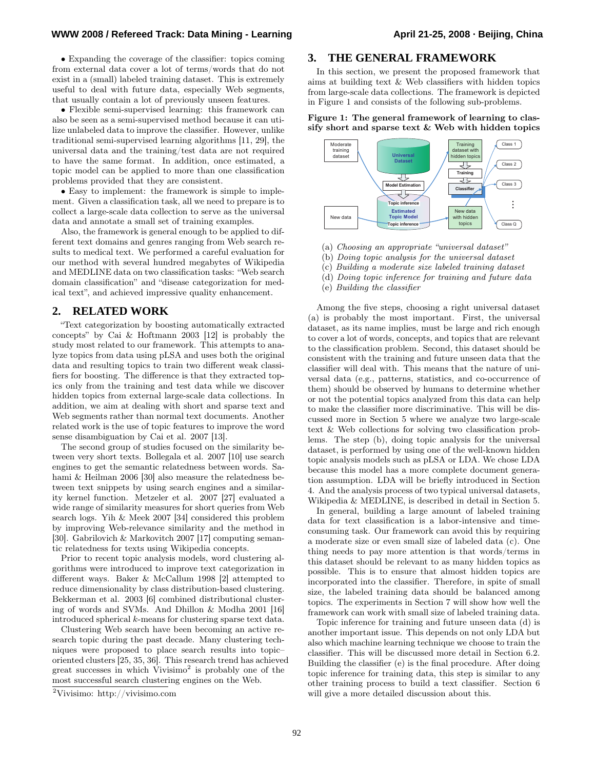• Expanding the coverage of the classifier: topics coming from external data cover a lot of terms/words that do not exist in a (small) labeled training dataset. This is extremely useful to deal with future data, especially Web segments, that usually contain a lot of previously unseen features.

• Flexible semi-supervised learning: this framework can also be seen as a semi-supervised method because it can utilize unlabeled data to improve the classifier. However, unlike traditional semi-supervised learning algorithms [11, 29], the universal data and the training/test data are not required to have the same format. In addition, once estimated, a topic model can be applied to more than one classification problems provided that they are consistent.

• Easy to implement: the framework is simple to implement. Given a classification task, all we need to prepare is to collect a large-scale data collection to serve as the universal data and annotate a small set of training examples.

Also, the framework is general enough to be applied to different text domains and genres ranging from Web search results to medical text. We performed a careful evaluation for our method with several hundred megabytes of Wikipedia and MEDLINE data on two classification tasks: "Web search domain classification" and "disease categorization for medical text", and achieved impressive quality enhancement.

## 2. RELATED WORK

"Text categorization by boosting automatically extracted concepts" by Cai & Hoftmann 2003 [12] is probably the study most related to our framework. This attempts to analyze topics from data using pLSA and uses both the original data and resulting topics to train two different weak classifiers for boosting. The difference is that they extracted topics only from the training and test data while we discover hidden topics from external large-scale data collections. In addition, we aim at dealing with short and sparse text and Web segments rather than normal text documents. Another related work is the use of topic features to improve the word sense disambiguation by Cai et al. 2007 [13].

The second group of studies focused on the similarity between very short texts. Bollegala et al. 2007 [10] use search engines to get the semantic relatedness between words. Sahami & Heilman 2006 [30] also measure the relatedness between text snippets by using search engines and a similarity kernel function. Metzeler et al. 2007 [27] evaluated a wide range of similarity measures for short queries from Web search logs. Yih & Meek 2007 [34] considered this problem by improving Web-relevance similarity and the method in [30]. Gabrilovich & Markovitch 2007 [17] computing semantic relatedness for texts using Wikipedia concepts.

Prior to recent topic analysis models, word clustering algorithms were introduced to improve text categorization in different ways. Baker & McCallum 1998 [2] attempted to reduce dimensionality by class distribution-based clustering. Bekkerman et al. 2003 [6] combined distributional clustering of words and SVMs. And Dhillon & Modha 2001 [16] introduced spherical $k$-means for clustering sparse text data.

Clustering Web search have been becoming an active research topic during the past decade. Many clustering techniques were proposed to place search results into topic–oriented clusters [25, 35, 36]. This research trend has achieved great successes in which Vivisimo[2] is probably one of the most successful search clustering engines on the Web.

[2]Vivisimo: http://vivisimo.com

## 3. THE GENERAL FRAMEWORK

In this section, we present the proposed framework that aims at building text & Web classifiers with hidden topics from large-scale data collections. The framework is depicted in Figure 1 and consists of the following sub-problems.

**Figure 1: The general framework of learning to classify short and sparse text & Web with hidden topics**

Moderate training dataset
Universal Dataset
Model Estimation
Topic inference
Estimated Topic Model
Topic inference
New data
Training dataset with hidden topics
Training
Classifier
New data with hidden topics
Class 1
Class 2
Class 3
⋮
Class Q

(a) *Choosing an appropriate "universal dataset"*
(b) *Doing topic analysis for the universal dataset*
(c) *Building a moderate size labeled training dataset*
(d) *Doing topic inference for training and future data*
(e) *Building the classifier*

Among the five steps, choosing a right universal dataset (a) is probably the most important. First, the universal dataset, as its name implies, must be large and rich enough to cover a lot of words, concepts, and topics that are relevant to the classification problem. Second, this dataset should be consistent with the training and future unseen data that the classifier will deal with. This means that the nature of universal data (e.g., patterns, statistics, and co-occurrence of them) should be observed by humans to determine whether or not the potential topics analyzed from this data can help to make the classifier more discriminative. This will be discussed more in Section 5 where we analyze two large-scale text & Web collections for solving two classification problems. The step (b), doing topic analysis for the universal dataset, is performed by using one of the well-known hidden topic analysis models such as pLSA or LDA. We chose LDA because this model has a more complete document generation assumption. LDA will be briefly introduced in Section 4. And the analysis process of two typical universal datasets, Wikipedia & MEDLINE, is described in detail in Section 5.

In general, building a large amount of labeled training data for text classification is a labor-intensive and time-consuming task. Our framework can avoid this by requiring a moderate size or even small size of labeled data (c). One thing needs to pay more attention is that words/terms in this dataset should be relevant to as many hidden topics as possible. This is to ensure that almost hidden topics are incorporated into the classifier. Therefore, in spite of small size, the labeled training data should be balanced among topics. The experiments in Section 7 will show how well the framework can work with small size of labeled training data.

Topic inference for training and future unseen data (d) is another important issue. This depends on not only LDA but also which machine learning technique we choose to train the classifier. This will be discussed more detail in Section 6.2. Building the classifier (e) is the final procedure. After doing topic inference for training data, this step is similar to any other training process to build a text classifier. Section 6 will give a more detailed discussion about this.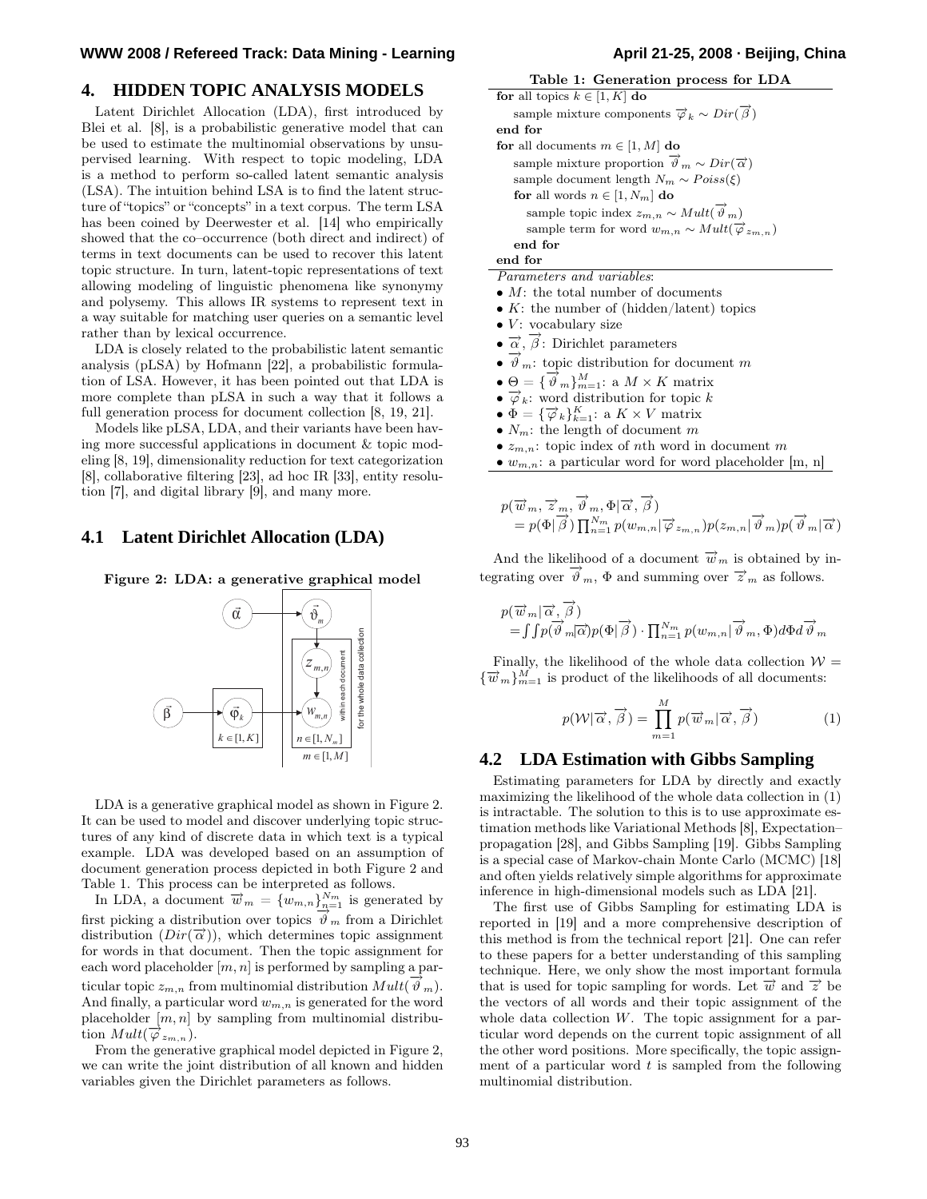## 4. HIDDEN TOPIC ANALYSIS MODELS

Latent Dirichlet Allocation (LDA), first introduced by Blei et al. [8], is a probabilistic generative model that can be used to estimate the multinomial observations by unsupervised learning. With respect to topic modeling, LDA is a method to perform so-called latent semantic analysis (LSA). The intuition behind LSA is to find the latent structure of "topics" or "concepts" in a text corpus. The term LSA has been coined by Deerwester et al. [14] who empirically showed that the co–occurrence (both direct and indirect) of terms in text documents can be used to recover this latent topic structure. In turn, latent-topic representations of text allowing modeling of linguistic phenomena like synonymy and polysemy. This allows IR systems to represent text in a way suitable for matching user queries on a semantic level rather than by lexical occurrence.

LDA is closely related to the probabilistic latent semantic analysis (pLSA) by Hofmann [22], a probabilistic formulation of LSA. However, it has been pointed out that LDA is more complete than pLSA in such a way that it follows a full generation process for document collection [8, 19, 21].

Models like pLSA, LDA, and their variants have been having more successful applications in document & topic modeling [8, 19], dimensionality reduction for text categorization [8], collaborative filtering [23], ad hoc IR [33], entity resolution [7], and digital library [9], and many more.

### 4.1 Latent Dirichlet Allocation (LDA)

**Figure 2: LDA: a generative graphical model**

LDA is a generative graphical model as shown in Figure 2. It can be used to model and discover underlying topic structures of any kind of discrete data in which text is a typical example. LDA was developed based on an assumption of document generation process depicted in both Figure 2 and Table 1. This process can be interpreted as follows.

In LDA, a document $\vec{w}_m = \{w_{m,n}\}_{n=1}^{N_m}$ is generated by first picking a distribution over topics $\vec{\vartheta}_m$ from a Dirichlet distribution ($Dir(\vec{\alpha})$), which determines topic assignment for words in that document. Then the topic assignment for each word placeholder $[m, n]$ is performed by sampling a particular topic $z_{m,n}$ from multinomial distribution $Mult(\vec{\vartheta}_m)$. And finally, a particular word $w_{m,n}$ is generated for the word placeholder $[m, n]$ by sampling from multinomial distribution $Mult(\vec{\varphi}_{z_{m,n}})$.

From the generative graphical model depicted in Figure 2, we can write the joint distribution of all known and hidden variables given the Dirichlet parameters as follows.

**Table 1: Generation process for LDA**

**for** all topics $k \in [1, K]$ **do**
  sample mixture components $\vec{\varphi}_k \sim Dir(\vec{\beta})$
**end for**
**for** all documents $m \in [1, M]$ **do**
  sample mixture proportion $\vec{\vartheta}_m \sim Dir(\vec{\alpha})$
  sample document length $N_m \sim Poiss(\xi)$
  **for** all words $n \in [1, N_m]$ **do**
    sample topic index $z_{m,n} \sim Mult(\vec{\vartheta}_m)$
    sample term for word $w_{m,n} \sim Mult(\vec{\varphi}_{z_{m,n}})$
  **end for**
**end for**

*Parameters and variables*:

- $M$: the total number of documents
- $K$: the number of (hidden/latent) topics
- $V$: vocabulary size
- $\vec{\alpha}$, $\vec{\beta}$: Dirichlet parameters
- $\vec{\vartheta}_m$: topic distribution for document $m$
- $\Theta = \{\vec{\vartheta}_m\}_{m=1}^{M}$: a $M \times K$ matrix
- $\vec{\varphi}_k$: word distribution for topic $k$
- $\Phi = \{\vec{\varphi}_k\}_{k=1}^{K}$: a $K \times V$ matrix
- $N_m$: the length of document $m$
- $z_{m,n}$: topic index of $n$th word in document $m$
- $w_{m,n}$: a particular word for word placeholder [m, n]

$$p(\vec{w}_m, \vec{z}_m, \vec{\vartheta}_m, \Phi|\vec{\alpha}, \vec{\beta}) \\ = p(\Phi|\vec{\beta}) \prod_{n=1}^{N_m} p(w_{m,n}|\vec{\varphi}_{z_{m,n}}) p(z_{m,n}|\vec{\vartheta}_m) p(\vec{\vartheta}_m|\vec{\alpha})$$

And the likelihood of a document $\vec{w}_m$ is obtained by integrating over $\vec{\vartheta}_m$, $\Phi$ and summing over $\vec{z}_m$ as follows.

$$p(\vec{w}_m|\vec{\alpha}, \vec{\beta}) \\ = \int\int p(\vec{\vartheta}_m|\vec{\alpha}) p(\Phi|\vec{\beta}) \cdot \prod_{n=1}^{N_m} p(w_{m,n}|\vec{\vartheta}_m, \Phi) d\Phi d\vec{\vartheta}_m$$

Finally, the likelihood of the whole data collection $\mathcal{W} = \{\vec{w}_m\}_{m=1}^{M}$ is product of the likelihoods of all documents:

$$p(\mathcal{W}|\vec{\alpha}, \vec{\beta}) = \prod_{m=1}^{M} p(\vec{w}_m|\vec{\alpha}, \vec{\beta}) \quad (1)$$

### 4.2 LDA Estimation with Gibbs Sampling

Estimating parameters for LDA by directly and exactly maximizing the likelihood of the whole data collection in (1) is intractable. The solution to this is to use approximate estimation methods like Variational Methods [8], Expectation–propagation [28], and Gibbs Sampling [19]. Gibbs Sampling is a special case of Markov-chain Monte Carlo (MCMC) [18] and often yields relatively simple algorithms for approximate inference in high-dimensional models such as LDA [21].

The first use of Gibbs Sampling for estimating LDA is reported in [19] and a more comprehensive description of this method is from the technical report [21]. One can refer to these papers for a better understanding of this sampling technique. Here, we only show the most important formula that is used for topic sampling for words. Let $\vec{w}$ and $\vec{z}$ be the vectors of all words and their topic assignment of the whole data collection $W$. The topic assignment for a particular word depends on the current topic assignment of all the other word positions. More specifically, the topic assignment of a particular word $t$ is sampled from the following multinomial distribution.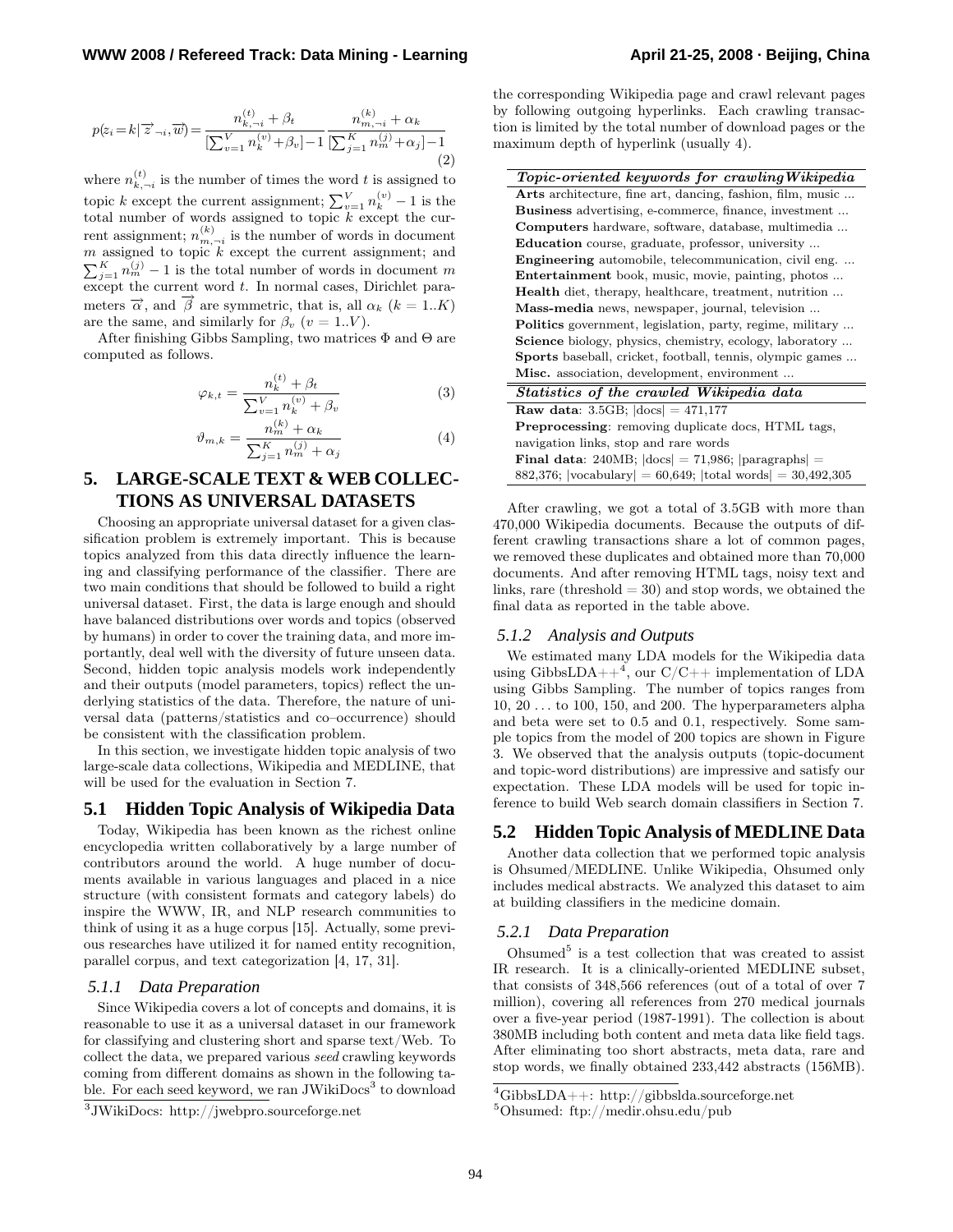$$p(z_i = k | \overrightarrow{z}_{\neg i}, \overrightarrow{w}) = \frac{n_{k,\neg i}^{(t)} + \beta_t}{[\sum_{v=1}^{V} n_k^{(v)} + \beta_v] - 1} \frac{n_{m,\neg i}^{(k)} + \alpha_k}{[\sum_{j=1}^{K} n_m^{(j)} + \alpha_j] - 1} \quad (2)$$

where $n_{k,\neg i}^{(t)}$ is the number of times the word $t$ is assigned to topic $k$ except the current assignment; $\sum_{v=1}^{V} n_k^{(v)} - 1$ is the total number of words assigned to topic $k$ except the current assignment; $n_{m,\neg i}^{(k)}$ is the number of words in document $m$ assigned to topic $k$ except the current assignment; and $\sum_{j=1}^{K} n_m^{(j)} - 1$ is the total number of words in document $m$ except the current word $t$. In normal cases, Dirichlet parameters $\overrightarrow{\alpha}$, and $\overrightarrow{\beta}$ are symmetric, that is, all $\alpha_k$ $(k = 1..K)$ are the same, and similarly for $\beta_v$ $(v = 1..V)$.

After finishing Gibbs Sampling, two matrices $\Phi$ and $\Theta$ are computed as follows.

$$\varphi_{k,t} = \frac{n_k^{(t)} + \beta_t}{\sum_{v=1}^{V} n_k^{(v)} + \beta_v} \quad (3)$$

$$\vartheta_{m,k} = \frac{n_m^{(k)} + \alpha_k}{\sum_{j=1}^{K} n_m^{(j)} + \alpha_j} \quad (4)$$

# 5. LARGE-SCALE TEXT & WEB COLLECTIONS AS UNIVERSAL DATASETS

Choosing an appropriate universal dataset for a given classification problem is extremely important. This is because topics analyzed from this data directly influence the learning and classifying performance of the classifier. There are two main conditions that should be followed to build a right universal dataset. First, the data is large enough and should have balanced distributions over words and topics (observed by humans) in order to cover the training data, and more importantly, deal well with the diversity of future unseen data. Second, hidden topic analysis models work independently and their outputs (model parameters, topics) reflect the underlying statistics of the data. Therefore, the nature of universal data (patterns/statistics and co–occurrence) should be consistent with the classification problem.

In this section, we investigate hidden topic analysis of two large-scale data collections, Wikipedia and MEDLINE, that will be used for the evaluation in Section 7.

## 5.1 Hidden Topic Analysis of Wikipedia Data

Today, Wikipedia has been known as the richest online encyclopedia written collaboratively by a large number of contributors around the world. A huge number of documents available in various languages and placed in a nice structure (with consistent formats and category labels) do inspire the WWW, IR, and NLP research communities to think of using it as a huge corpus [15]. Actually, some previous researches have utilized it for named entity recognition, parallel corpus, and text categorization [4, 17, 31].

### 5.1.1 Data Preparation

Since Wikipedia covers a lot of concepts and domains, it is reasonable to use it as a universal dataset in our framework for classifying and clustering short and sparse text/Web. To collect the data, we prepared various *seed* crawling keywords coming from different domains as shown in the following table. For each seed keyword, we ran JWikiDocs[3] to download the corresponding Wikipedia page and crawl relevant pages by following outgoing hyperlinks. Each crawling transaction is limited by the total number of download pages or the maximum depth of hyperlink (usually 4).

| ***Topic-oriented keywords for crawling Wikipedia*** |
|---|
| **Arts** architecture, fine art, dancing, fashion, film, music ... |
| **Business** advertising, e-commerce, finance, investment ... |
| **Computers** hardware, software, database, multimedia ... |
| **Education** course, graduate, professor, university ... |
| **Engineering** automobile, telecommunication, civil eng. ... |
| **Entertainment** book, music, movie, painting, photos ... |
| **Health** diet, therapy, healthcare, treatment, nutrition ... |
| **Mass-media** news, newspaper, journal, television ... |
| **Politics** government, legislation, party, regime, military ... |
| **Science** biology, physics, chemistry, ecology, laboratory ... |
| **Sports** baseball, cricket, football, tennis, olympic games ... |
| **Misc.** association, development, environment ... |
| ***Statistics of the crawled Wikipedia data*** |
| **Raw data**: 3.5GB; \|docs\| = 471,177 |
| **Preprocessing**: removing duplicate docs, HTML tags, navigation links, stop and rare words |
| **Final data**: 240MB; \|docs\| = 71,986; \|paragraphs\| = 882,376; \|vocabulary\| = 60,649; \|total words\| = 30,492,305 |

After crawling, we got a total of 3.5GB with more than 470,000 Wikipedia documents. Because the outputs of different crawling transactions share a lot of common pages, we removed these duplicates and obtained more than 70,000 documents. And after removing HTML tags, noisy text and links, rare (threshold = 30) and stop words, we obtained the final data as reported in the table above.

### 5.1.2 Analysis and Outputs

We estimated many LDA models for the Wikipedia data using GibbsLDA++[4], our C/C++ implementation of LDA using Gibbs Sampling. The number of topics ranges from 10, 20 . . . to 100, 150, and 200. The hyperparameters alpha and beta were set to 0.5 and 0.1, respectively. Some sample topics from the model of 200 topics are shown in Figure 3. We observed that the analysis outputs (topic-document and topic-word distributions) are impressive and satisfy our expectation. These LDA models will be used for topic inference to build Web search domain classifiers in Section 7.

## 5.2 Hidden Topic Analysis of MEDLINE Data

Another data collection that we performed topic analysis is Ohsumed/MEDLINE. Unlike Wikipedia, Ohsumed only includes medical abstracts. We analyzed this dataset to aim at building classifiers in the medicine domain.

### 5.2.1 Data Preparation

Ohsumed[5] is a test collection that was created to assist IR research. It is a clinically-oriented MEDLINE subset, that consists of 348,566 references (out of a total of over 7 million), covering all references from 270 medical journals over a five-year period (1987-1991). The collection is about 380MB including both content and meta data like field tags. After eliminating too short abstracts, meta data, rare and stop words, we finally obtained 233,442 abstracts (156MB).

[3]JWikiDocs: http://jwebpro.sourceforge.net

[4]GibbsLDA++: http://gibbslda.sourceforge.net

[5]Ohsumed: ftp://medir.ohsu.edu/pub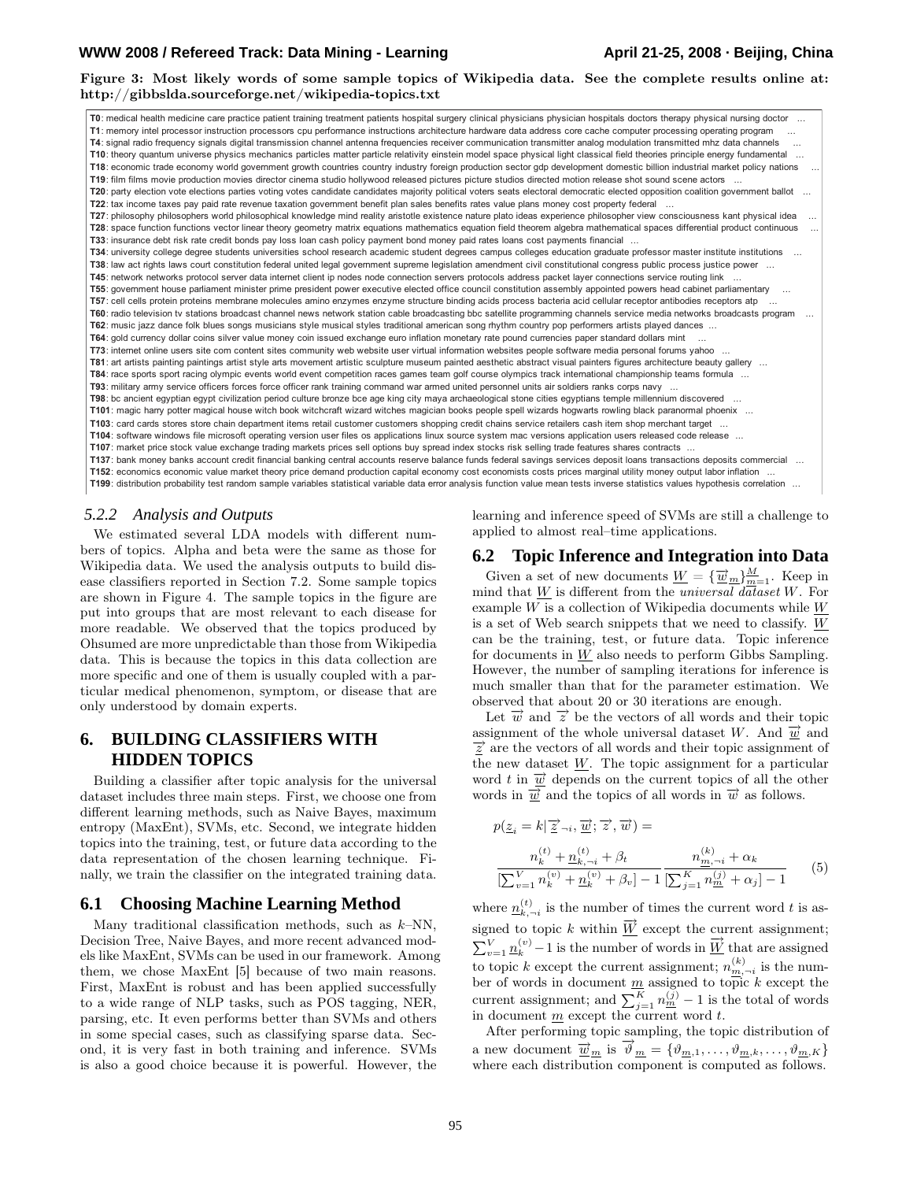**Figure 3: Most likely words of some sample topics of Wikipedia data. See the complete results online at: http://gibbslda.sourceforge.net/wikipedia-topics.txt**

**T0**: medical health medicine care practice patient training treatment patients hospital surgery clinical physicians physician hospitals doctors therapy physical nursing doctor ...
**T1**: memory intel processor instruction processors cpu performance instructions architecture hardware data address core cache computer processing operating program ...
**T4**: signal radio frequency signals digital transmission channel antenna frequencies receiver communication transmitter analog modulation transmitted mhz data channels ...
**T10**: theory quantum universe physics mechanics particles matter particle relativity einstein model space physical light classical field theories principle energy fundamental ...
**T18**: economic trade economy world government growth countries country industry foreign production sector gdp development domestic billion industrial market policy nations ...
**T19**: film films movie production movies director cinema studio hollywood released pictures picture studios directed motion release shot sound scene actors ...
**T20**: party election vote elections parties voting votes candidate candidates majority political voters seats electoral democratic elected opposition coalition government ballot ...
**T22**: tax income taxes pay paid rate revenue taxation government benefit plan sales benefits rates value plans money cost property federal ...
**T27**: philosophy philosophers world philosophical knowledge mind reality aristotle existence nature plato ideas experience philosopher view consciousness kant physical idea ...
**T28**: space function functions vector linear theory geometry matrix equations mathematics equation field theorem algebra mathematical spaces differential product continuous ...
**T33**: insurance debt risk rate credit bonds pay loss loan cash policy payment bond money paid rates loans cost payments financial ...
**T34**: university college degree students universities school research academic student degrees campus colleges education graduate professor master institute institutions ...
**T38**: law act rights laws court constitution federal united legal government supreme legislation amendment civil constitutional congress public process justice power ...
**T45**: network networks protocol server data internet client ip nodes node connection servers protocols address packet layer connections service routing link ...
**T55**: government house parliament minister prime president power executive elected office council constitution assembly appointed powers head cabinet parliamentary ...
**T57**: cell cells protein proteins membrane molecules amino enzymes enzyme structure binding acids process bacteria acid cellular receptor antibodies receptors atp ...
**T60**: radio television tv stations broadcast channel news network station cable broadcasting bbc satellite programming channels service media networks broadcasts program ...
**T62**: music jazz dance folk blues songs musicians style musical styles traditional american song rhythm country pop performers artists played dances ...
**T64**: gold currency dollar coins silver value money coin issued exchange euro inflation monetary rate pound currencies paper standard dollars mint ...
**T73**: internet online users site com content sites community web website user virtual information websites people software media personal forums yahoo ...
**T81**: art artists painting paintings artist style arts movement artistic sculpture museum painted aesthetic abstract visual painters figures architecture beauty gallery ...
**T84**: race sports sport racing olympic events world event competition races games team golf course olympics track international championship teams formula ...
**T93**: military army service officers forces force officer rank training command war armed united personnel units air soldiers ranks corps navy ...
**T98**: bc ancient egyptian egypt civilization period culture bronze bce age king city maya archaeological stone cities egyptians temple millennium discovered ...
**T101**: magic harry potter magical house witch book witchcraft wizard witches magician books people spell wizards hogwarts rowling black paranormal phoenix ...
**T103**: card cards stores store chain department items retail customer customers shopping credit chains service retailers cash item shop merchant target ...
**T104**: software windows file microsoft operating version user files os applications linux source system mac versions application users released code release ...
**T107**: market price stock value exchange trading markets prices sell options buy spread index stocks risk selling trade features shares contracts ...
**T137**: bank money banks account credit financial banking central accounts reserve balance funds federal savings services deposit loans transactions deposits commercial ...
**T152**: economics economic value market theory price demand production capital economy cost economists costs prices marginal utility money output labor inflation ...
**T199**: distribution probability test random sample variables statistical variable data error analysis function value mean tests inverse statistics values hypothesis correlation ...

### 5.2.2 Analysis and Outputs

We estimated several LDA models with different numbers of topics. Alpha and beta were the same as those for Wikipedia data. We used the analysis outputs to build disease classifiers reported in Section 7.2. Some sample topics are shown in Figure 4. The sample topics in the figure are put into groups that are most relevant to each disease for more readable. We observed that the topics produced by Ohsumed are more unpredictable than those from Wikipedia data. This is because the topics in this data collection are more specific and one of them is usually coupled with a particular medical phenomenon, symptom, or disease that are only understood by domain experts.

# 6. BUILDING CLASSIFIERS WITH HIDDEN TOPICS

Building a classifier after topic analysis for the universal dataset includes three main steps. First, we choose one from different learning methods, such as Naive Bayes, maximum entropy (MaxEnt), SVMs, etc. Second, we integrate hidden topics into the training, test, or future data according to the data representation of the chosen learning technique. Finally, we train the classifier on the integrated training data.

## 6.1 Choosing Machine Learning Method

Many traditional classification methods, such as $k$–NN, Decision Tree, Naive Bayes, and more recent advanced models like MaxEnt, SVMs can be used in our framework. Among them, we chose MaxEnt [5] because of two main reasons. First, MaxEnt is robust and has been applied successfully to a wide range of NLP tasks, such as POS tagging, NER, parsing, etc. It even performs better than SVMs and others in some special cases, such as classifying sparse data. Second, it is very fast in both training and inference. SVMs is also a good choice because it is powerful. However, the learning and inference speed of SVMs are still a challenge to applied to almost real–time applications.

## 6.2 Topic Inference and Integration into Data

Given a set of new documents $\underline{W} = \{\underline{\vec{w}}_m\}_{\underline{m}=1}^{M}$. Keep in mind that $\underline{W}$ is different from the *universal dataset* $W$. For example $W$ is a collection of Wikipedia documents while $\underline{W}$ is a set of Web search snippets that we need to classify. $\underline{W}$ can be the training, test, or future data. Topic inference for documents in $\underline{W}$ also needs to perform Gibbs Sampling. However, the number of sampling iterations for inference is much smaller than that for the parameter estimation. We observed that about 20 or 30 iterations are enough.

Let $\vec{w}$ and $\vec{z}$ be the vectors of all words and their topic assignment of the whole universal dataset $W$. And $\underline{\vec{w}}$ and $\underline{\vec{z}}$ are the vectors of all words and their topic assignment of the new dataset $\underline{W}$. The topic assignment for a particular word $t$ in $\underline{\vec{w}}$ depends on the current topics of all the other words in $\underline{\vec{w}}$ and the topics of all words in $\vec{w}$ as follows.

$$p(\underline{z}_i = k|\underline{\vec{z}}_{\neg i}, \underline{\vec{w}}; \vec{z}, \vec{w}) =$$
$$\frac{n_k^{(t)} + \underline{n}_{k,\neg i}^{(t)} + \beta_t}{[\sum_{v=1}^{V} n_k^{(v)} + \underline{n}_k^{(v)} + \beta_v] - 1} \frac{n_{\underline{m},\neg i}^{(k)} + \alpha_k}{[\sum_{j=1}^{K} n_{\underline{m}}^{(j)} + \alpha_j] - 1} \quad (5)$$

where $\underline{n}_{k,\neg i}^{(t)}$ is the number of times the current word $t$ is assigned to topic $k$ within $\underline{\vec{W}}$ except the current assignment; $\sum_{v=1}^{V} \underline{n}_k^{(v)} - 1$ is the number of words in $\underline{\vec{W}}$ that are assigned to topic $k$ except the current assignment; $n_{\underline{m},\neg i}^{(k)}$ is the number of words in document $\underline{m}$ assigned to topic $k$ except the current assignment; and $\sum_{j=1}^{K} n_{\underline{m}}^{(j)} - 1$ is the total of words in document $\underline{m}$ except the current word $t$.

After performing topic sampling, the topic distribution of a new document $\underline{\vec{w}}_{\underline{m}}$ is $\vec{\vartheta}_{\underline{m}} = \{\vartheta_{\underline{m},1}, \ldots, \vartheta_{\underline{m},k}, \ldots, \vartheta_{\underline{m},K}\}$ where each distribution component is computed as follows.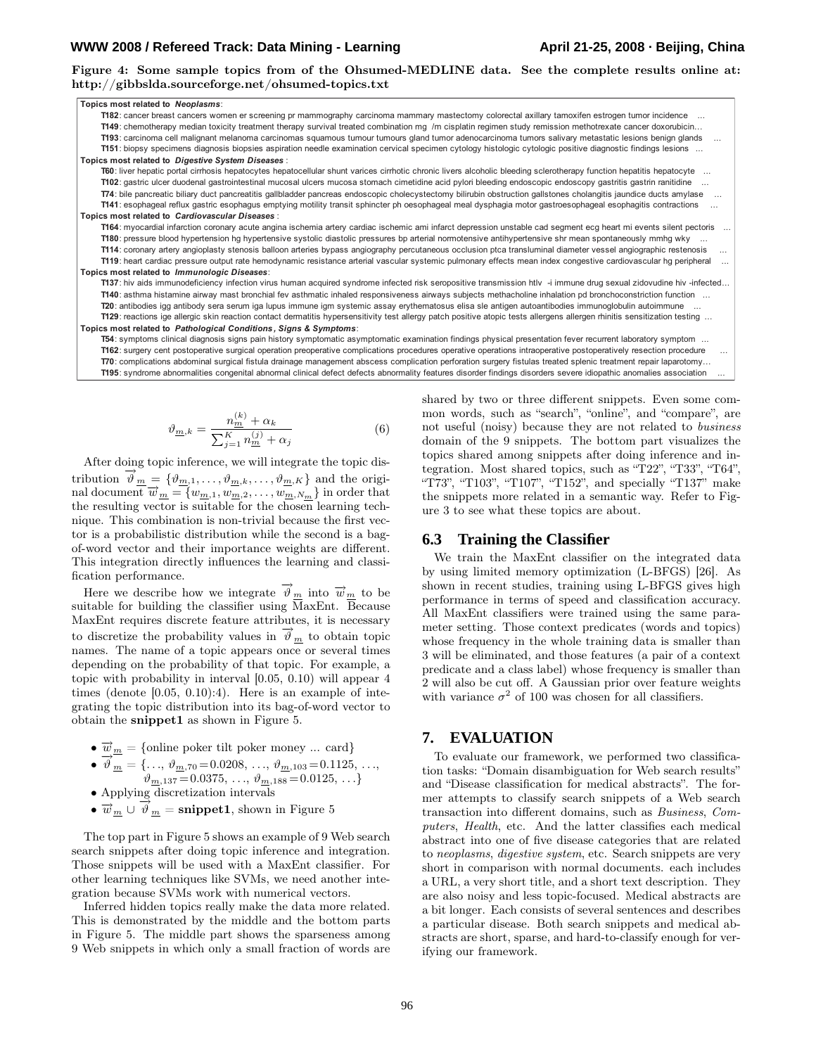**Figure 4: Some sample topics from of the Ohsumed-MEDLINE data. See the complete results online at: http://gibbslda.sourceforge.net/ohsumed-topics.txt**

**Topics most related to *Neoplasms*:**

- **T182**: cancer breast cancers women er screening pr mammography carcinoma mammary mastectomy colorectal axillary tamoxifen estrogen tumor incidence ...
- **T149**: chemotherapy median toxicity treatment therapy survival treated combination mg /m cisplatin regimen study remission methotrexate cancer doxorubicin...
- **T193**: carcinoma cell malignant melanoma carcinomas squamous tumour tumours gland tumor adenocarcinoma tumors salivary metastatic lesions benign glands ...
- **T151**: biopsy specimens diagnosis biopsies aspiration needle examination cervical specimen cytology histologic cytologic positive diagnostic findings lesions ...

**Topics most related to *Digestive System Diseases*:**

- **T60**: liver hepatic portal cirrhosis hepatocytes hepatocellular shunt varices cirrhotic chronic livers alcoholic bleeding sclerotherapy function hepatitis hepatocyte ...
- **T102**: gastric ulcer duodenal gastrointestinal mucosal ulcers mucosa stomach cimetidine acid pylori bleeding endoscopic endoscopy gastritis gastrin ranitidine ...
- **T74**: bile pancreatic biliary duct pancreatitis gallbladder pancreas endoscopic cholecystectomy bilirubin obstruction gallstones cholangitis jaundice ducts amylase ...
- **T141**: esophageal reflux gastric esophagus emptying motility transit sphincter ph oesophageal meal dysphagia motor gastroesophageal esophagitis contractions ...

**Topics most related to *Cardiovascular Diseases*:**

- **T164**: myocardial infarction coronary acute angina ischemia artery cardiac ischemic ami infarct depression unstable cad segment ecg heart mi events silent pectoris ...
- **T180**: pressure blood hypertension hg hypertensive systolic diastolic pressures bp arterial normotensive antihypertensive shr mean spontaneously mmhg wky ...
- **T114**: coronary artery angioplasty stenosis balloon arteries bypass angiography percutaneous occlusion ptca transluminal diameter vessel angiographic restenosis ...
- **T119**: heart cardiac pressure output rate hemodynamic resistance arterial vascular systemic pulmonary effects mean index congestive cardiovascular hg peripheral ...

**Topics most related to *Immunologic Diseases*:**

- **T137**: hiv aids immunodeficiency infection virus human acquired syndrome infected risk seropositive transmission htlv -i immune drug sexual zidovudine hiv -infected...
- **T140**: asthma histamine airway mast bronchial fev asthmatic inhaled responsiveness airways subjects methacholine inhalation pd bronchoconstriction function ...
- **T20**: antibodies igg antibody sera serum iga lupus immune igm systemic assay erythematosus elisa sle antigen autoantibodies immunoglobulin autoimmune ...
- **T129**: reactions ige allergic skin reaction contact dermatitis hypersensitivity test allergy patch positive atopic tests allergens allergen rhinitis sensitization testing ...

**Topics most related to *Pathological Conditions, Signs & Symptoms*:**

- **T54**: symptoms clinical diagnosis signs pain history symptomatic asymptomatic examination findings physical presentation fever recurrent laboratory symptom ...
- **T162**: surgery cent postoperative surgical operation preoperative complications procedures operative operations intraoperative postoperatively resection procedure ...
- **T70**: complications abdominal surgical fistula drainage management abscess complication perforation surgery fistulas treated splenic treatment repair laparotomy...
- **T195**: syndrome abnormalities congenital abnormal clinical defect defects abnormality features disorder findings disorders severe idiopathic anomalies association ...

$$\vartheta_{\underline{m},k} = \frac{n_{\underline{m}}^{(k)} + \alpha_k}{\sum_{j=1}^{K} n_{\underline{m}}^{(j)} + \alpha_j} \quad (6)$$

After doing topic inference, we will integrate the topic distribution $\overrightarrow{\vartheta}_{\underline{m}} = \{\vartheta_{\underline{m},1}, \ldots, \vartheta_{\underline{m},k}, \ldots, \vartheta_{\underline{m},K}\}$ and the original document $\overrightarrow{w}_{\underline{m}} = \{w_{\underline{m},1}, w_{\underline{m},2}, \ldots, w_{\underline{m},N_{\underline{m}}}\}$ in order that the resulting vector is suitable for the chosen learning technique. This combination is non-trivial because the first vector is a probabilistic distribution while the second is a bag-of-word vector and their importance weights are different. This integration directly influences the learning and classification performance.

Here we describe how we integrate $\overrightarrow{\vartheta}_{\underline{m}}$ into $\overrightarrow{w}_{\underline{m}}$ to be suitable for building the classifier using MaxEnt. Because MaxEnt requires discrete feature attributes, it is necessary to discretize the probability values in $\overrightarrow{\vartheta}_{\underline{m}}$ to obtain topic names. The name of a topic appears once or several times depending on the probability of that topic. For example, a topic with probability in interval [0.05, 0.10) will appear 4 times (denote [0.05, 0.10):4). Here is an example of integrating the topic distribution into its bag-of-word vector to obtain the **snippet1** as shown in Figure 5.

- $\overrightarrow{w}_{\underline{m}}$ = {online poker tilt poker money ... card}
- $\overrightarrow{\vartheta}_{\underline{m}} = \{\ldots, \vartheta_{\underline{m},70}=0.0208, \ldots, \vartheta_{\underline{m},103}=0.1125, \ldots, \vartheta_{\underline{m},137}=0.0375, \ldots, \vartheta_{\underline{m},188}=0.0125, \ldots\}$
- Applying discretization intervals
- $\overrightarrow{w}_{\underline{m}} \cup \overrightarrow{\vartheta}_{\underline{m}}$ = **snippet1**, shown in Figure 5

The top part in Figure 5 shows an example of 9 Web search search snippets after doing topic inference and integration. Those snippets will be used with a MaxEnt classifier. For other learning techniques like SVMs, we need another integration because SVMs work with numerical vectors.

Inferred hidden topics really make the data more related. This is demonstrated by the middle and the bottom parts in Figure 5. The middle part shows the sparseness among 9 Web snippets in which only a small fraction of words are shared by two or three different snippets. Even some common words, such as "search", "online", and "compare", are not useful (noisy) because they are not related to *business* domain of the 9 snippets. The bottom part visualizes the topics shared among snippets after doing inference and integration. Most shared topics, such as "T22", "T33", "T64", "T73", "T103", "T107", "T152", and specially "T137" make the snippets more related in a semantic way. Refer to Figure 3 to see what these topics are about.

## 6.3 Training the Classifier

We train the MaxEnt classifier on the integrated data by using limited memory optimization (L-BFGS) [26]. As shown in recent studies, training using L-BFGS gives high performance in terms of speed and classification accuracy. All MaxEnt classifiers were trained using the same parameter setting. Those context predicates (words and topics) whose frequency in the whole training data is smaller than 3 will be eliminated, and those features (a pair of a context predicate and a class label) whose frequency is smaller than 2 will also be cut off. A Gaussian prior over feature weights with variance $\sigma^2$ of 100 was chosen for all classifiers.

# 7. EVALUATION

To evaluate our framework, we performed two classification tasks: "Domain disambiguation for Web search results" and "Disease classification for medical abstracts". The former attempts to classify search snippets of a Web search transaction into different domains, such as *Business*, *Computers*, *Health*, etc. And the latter classifies each medical abstract into one of five disease categories that are related to *neoplasms*, *digestive system*, etc. Search snippets are very short in comparison with normal documents. each includes a URL, a very short title, and a short text description. They are also noisy and less topic-focused. Medical abstracts are a bit longer. Each consists of several sentences and describes a particular disease. Both search snippets and medical abstracts are short, sparse, and hard-to-classify enough for verifying our framework.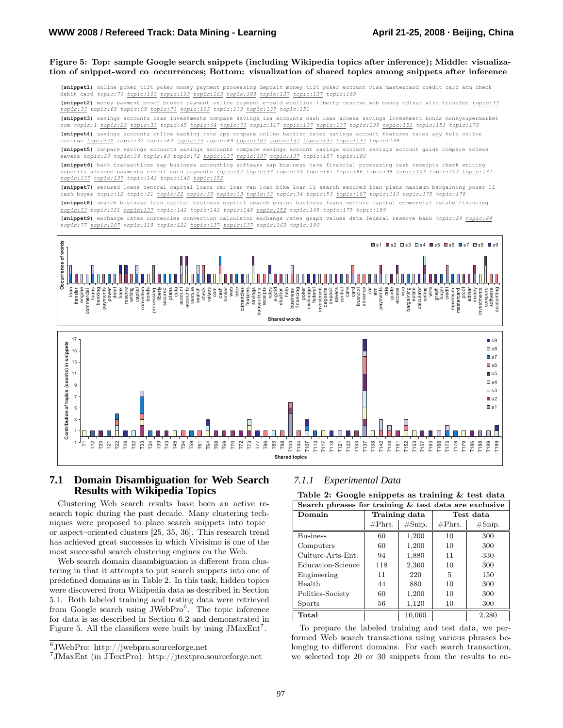**Figure 5: Top: sample Google search snippets (including Wikipedia topics after inference); Middle: visualization of snippet-word co–occurrences; Bottom: visualization of shared topics among snippets after inference**

**(snippet1)** online poker tilt poker money payment processing deposit money tilt poker account visa mastercard credit card atm check debit card *topic:70* *topic:103* *topic:103* *topic:103* *topic:103* *topic:137* *topic:137* *topic:188*

**(snippet2)** money payment proof broker payment online payment e-gold ebullion liberty reserve web money edinar wire transfer *topic:33* *topic:33* *topic:68* *topic:69* *topic:73* *topic:103* *topic:133* *topic:137* *topic:151*

**(snippet3)** savings accounts isas investments compare savings isa accounts cash isas access savings investment bonds moneysupermarket com *topic:1* *topic:22* *topic:33* *topic:45* *topic:64* *topic:73* *topic:117* *topic:137* *topic:137* *topic:138* *topic:152* *topic:153* *topic:179*

**(snippet4)** savings accounts online banking rate apy compare online banking rates savings account features rates apy help online savings *topic:22* *topic:32* *topic:64* *topic:73* *topic:89* *topic:107* *topic:137* *topic:137* *topic:137* *topic:199*

**(snippet5)** compare savings accounts savings accounts compare savings account savings account savings account guide compare access savers *topic:20* *topic:39* *topic:43* *topic:72* *topic:137* *topic:137* *topic:137* *topic:157* *topic:186*

**(snippet6)** bank transactions sap business accounting software sap business care financial processing cash receipts check writing deposits advance payments credit card payments *topic:22* *topic:33* *topic:54* *topic:61* *topic:86* *topic:98* *topic:103* *topic:104* *topic:137* *topic:137* *topic:137* *topic:142* *topic:148* *topic:152*

**(snippet7)** secured loans central capital loans car loan van loan bike loan ll search secured loan plans maximum bargaining power ll cash buyer *topic:12* *topic:21* *topic:22* *topic:33* *topic:33* *topic:33* *topic:34* *topic:59* *topic:107* *topic:113* *topic:175* *topic:178*

**(snippet8)** search business loan capital business capital search engine business loans venture capital commercial estate financing *topic:33* *topic:121* *topic:137* *topic:142* *topic:142* *topic:148* *topic:152* *topic:168* *topic:175* *topic:189*

**(snippet9)** exchange rates currencies convertion calculator exchange rates graph values data federal reserve bank *topic:28* *topic:64* *topic:77* *topic:107* *topic:118* *topic:122* *topic:137* *topic:137* *topic:163* *topic:199*

## 7.1 Domain Disambiguation for Web Search Results with Wikipedia Topics

Clustering Web search results have been an active research topic during the past decade. Many clustering techniques were proposed to place search snippets into topic– or aspect–oriented clusters [25, 35, 36]. This research trend has achieved great successes in which Vivisimo is one of the most successful search clustering engines on the Web.

Web search domain disambiguation is different from clustering in that it attempts to put search snippets into one of predefined domains as in Table 2. In this task, hidden topics were discovered from Wikipedia data as described in Section 5.1. Both labeled training and testing data were retrieved from Google search using JWebPro[6]. The topic inference for data is as described in Section 6.2 and demonstrated in Figure 5. All the classifiers were built by using JMaxEnt[7].

[6] JWebPro: http://jwebpro.sourceforge.net

[7] JMaxEnt (in JTextPro): http://jtextpro.sourceforge.net

### 7.1.1 Experimental Data

**Table 2: Google snippets as training & test data**

| Search phrases for training & test data are exclusive | | | | |
|---|---|---|---|---|
| **Domain** | **Training data** | | **Test data** | |
| | #Phrs. | #Snip. | #Phrs. | #Snip. |
| Business | 60 | 1,200 | 10 | 300 |
| Computers | 60 | 1,200 | 10 | 300 |
| Culture-Arts-Ent. | 94 | 1,880 | 11 | 330 |
| Education-Science | 118 | 2,360 | 10 | 300 |
| Engineering | 11 | 220 | 5 | 150 |
| Health | 44 | 880 | 10 | 300 |
| Politics-Society | 60 | 1,200 | 10 | 300 |
| Sports | 56 | 1,120 | 10 | 300 |
| **Total** | | 10,060 | | 2,280 |

To prepare the labeled training and test data, we performed Web search transactions using various phrases belonging to different domains. For each search transaction, we selected top 20 or 30 snippets from the results to en-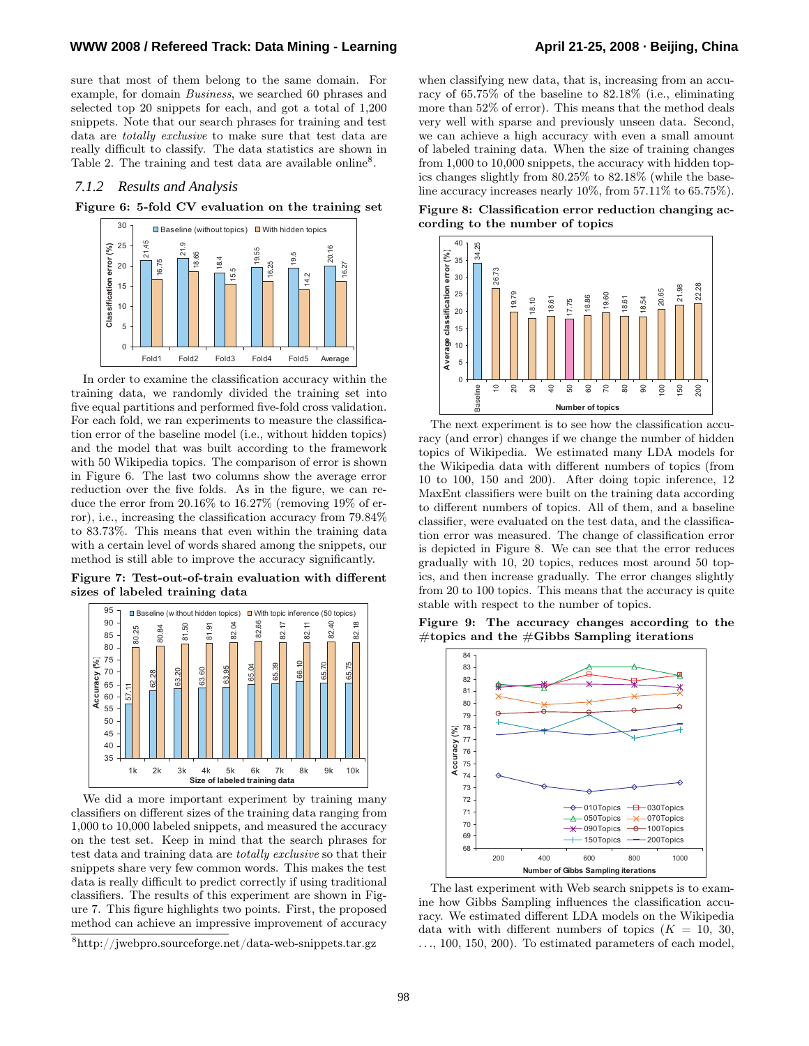sure that most of them belong to the same domain. For example, for domain *Business*, we searched 60 phrases and selected top 20 snippets for each, and got a total of 1,200 snippets. Note that our search phrases for training and test data are *totally exclusive* to make sure that test data are really difficult to classify. The data statistics are shown in Table 2. The training and test data are available online[8].

### 7.1.2 Results and Analysis

**Figure 6: 5-fold CV evaluation on the training set**

In order to examine the classification accuracy within the training data, we randomly divided the training set into five equal partitions and performed five-fold cross validation. For each fold, we ran experiments to measure the classification error of the baseline model (i.e., without hidden topics) and the model that was built according to the framework with 50 Wikipedia topics. The comparison of error is shown in Figure 6. The last two columns show the average error reduction over the five folds. As in the figure, we can reduce the error from 20.16% to 16.27% (removing 19% of error), i.e., increasing the classification accuracy from 79.84% to 83.73%. This means that even within the training data with a certain level of words shared among the snippets, our method is still able to improve the accuracy significantly.

**Figure 7: Test-out-of-train evaluation with different sizes of labeled training data**

We did a more important experiment by training many classifiers on different sizes of the training data ranging from 1,000 to 10,000 labeled snippets, and measured the accuracy on the test set. Keep in mind that the search phrases for test data and training data are *totally exclusive* so that their snippets share very few common words. This makes the test data is really difficult to predict correctly if using traditional classifiers. The results of this experiment are shown in Figure 7. This figure highlights two points. First, the proposed method can achieve an impressive improvement of accuracy when classifying new data, that is, increasing from an accuracy of 65.75% of the baseline to 82.18% (i.e., eliminating more than 52% of error). This means that the method deals very well with sparse and previously unseen data. Second, we can achieve a high accuracy with even a small amount of labeled training data. When the size of training changes from 1,000 to 10,000 snippets, the accuracy with hidden topics changes slightly from 80.25% to 82.18% (while the baseline accuracy increases nearly 10%, from 57.11% to 65.75%).

**Figure 8: Classification error reduction changing according to the number of topics**

The next experiment is to see how the classification accuracy (and error) changes if we change the number of hidden topics of Wikipedia. We estimated many LDA models for the Wikipedia data with different numbers of topics (from 10 to 100, 150 and 200). After doing topic inference, 12 MaxEnt classifiers were built on the training data according to different numbers of topics. All of them, and a baseline classifier, were evaluated on the test data, and the classification error was measured. The change of classification error is depicted in Figure 8. We can see that the error reduces gradually with 10, 20 topics, reduces most around 50 topics, and then increase gradually. The error changes slightly from 20 to 100 topics. This means that the accuracy is quite stable with respect to the number of topics.

**Figure 9: The accuracy changes according to the #topics and the #Gibbs Sampling iterations**

The last experiment with Web search snippets is to examine how Gibbs Sampling influences the classification accuracy. We estimated different LDA models on the Wikipedia data with with different numbers of topics ($K = 10, 30, \ldots, 100, 150, 200$). To estimated parameters of each model,

[8] http://jwebpro.sourceforge.net/data-web-snippets.tar.gz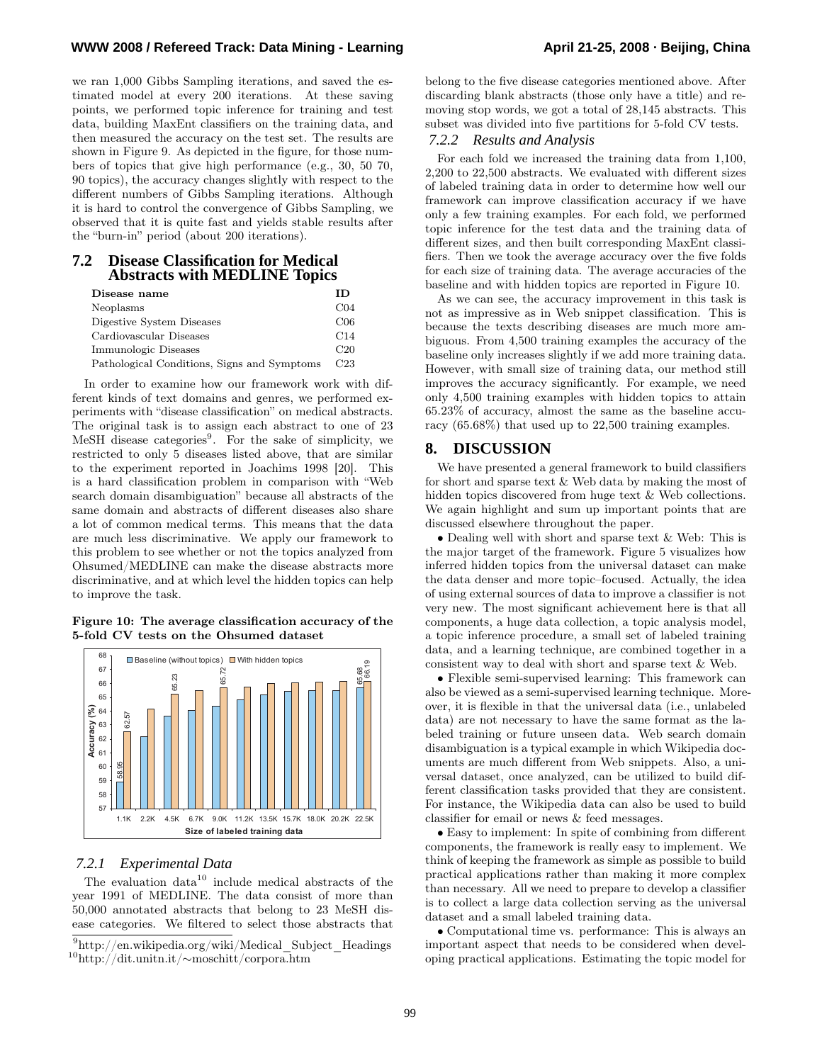we ran 1,000 Gibbs Sampling iterations, and saved the estimated model at every 200 iterations. At these saving points, we performed topic inference for training and test data, building MaxEnt classifiers on the training data, and then measured the accuracy on the test set. The results are shown in Figure 9. As depicted in the figure, for those numbers of topics that give high performance (e.g., 30, 50 70, 90 topics), the accuracy changes slightly with respect to the different numbers of Gibbs Sampling iterations. Although it is hard to control the convergence of Gibbs Sampling, we observed that it is quite fast and yields stable results after the "burn-in" period (about 200 iterations).

## 7.2 Disease Classification for Medical Abstracts with MEDLINE Topics

| Disease name | ID |
|---|---|
| Neoplasms | C04 |
| Digestive System Diseases | C06 |
| Cardiovascular Diseases | C14 |
| Immunologic Diseases | C20 |
| Pathological Conditions, Signs and Symptoms | C23 |

In order to examine how our framework work with different kinds of text domains and genres, we performed experiments with "disease classification" on medical abstracts. The original task is to assign each abstract to one of 23 MeSH disease categories[9]. For the sake of simplicity, we restricted to only 5 diseases listed above, that are similar to the experiment reported in Joachims 1998 [20]. This is a hard classification problem in comparison with "Web search domain disambiguation" because all abstracts of the same domain and abstracts of different diseases also share a lot of common medical terms. This means that the data are much less discriminative. We apply our framework to this problem to see whether or not the topics analyzed from Ohsumed/MEDLINE can make the disease abstracts more discriminative, and at which level the hidden topics can help to improve the task.

**Figure 10: The average classification accuracy of the 5-fold CV tests on the Ohsumed dataset**

Baseline (without topics)
With hidden topics
Accuracy (%)
Size of labeled training data
1.1K 2.2K 4.5K 6.7K 9.0K 11.2K 13.5K 15.7K 18.0K 20.2K 22.5K
58.95
62.57
65.23
65.72
65.68
66.19

### 7.2.1 Experimental Data

The evaluation data[10] include medical abstracts of the year 1991 of MEDLINE. The data consist of more than 50,000 annotated abstracts that belong to 23 MeSH disease categories. We filtered to select those abstracts that belong to the five disease categories mentioned above. After discarding blank abstracts (those only have a title) and removing stop words, we got a total of 28,145 abstracts. This subset was divided into five partitions for 5-fold CV tests.

### 7.2.2 Results and Analysis

For each fold we increased the training data from 1,100, 2,200 to 22,500 abstracts. We evaluated with different sizes of labeled training data in order to determine how well our framework can improve classification accuracy if we have only a few training examples. For each fold, we performed topic inference for the test data and the training data of different sizes, and then built corresponding MaxEnt classifiers. Then we took the average accuracy over the five folds for each size of training data. The average accuracies of the baseline and with hidden topics are reported in Figure 10.

As we can see, the accuracy improvement in this task is not as impressive as in Web snippet classification. This is because the texts describing diseases are much more ambiguous. From 4,500 training examples the accuracy of the baseline only increases slightly if we add more training data. However, with small size of training data, our method still improves the accuracy significantly. For example, we need only 4,500 training examples with hidden topics to attain 65.23% of accuracy, almost the same as the baseline accuracy (65.68%) that used up to 22,500 training examples.

## 8. DISCUSSION

We have presented a general framework to build classifiers for short and sparse text & Web data by making the most of hidden topics discovered from huge text & Web collections. We again highlight and sum up important points that are discussed elsewhere throughout the paper.

- Dealing well with short and sparse text & Web: This is the major target of the framework. Figure 5 visualizes how inferred hidden topics from the universal dataset can make the data denser and more topic–focused. Actually, the idea of using external sources of data to improve a classifier is not very new. The most significant achievement here is that all components, a huge data collection, a topic analysis model, a topic inference procedure, a small set of labeled training data, and a learning technique, are combined together in a consistent way to deal with short and sparse text & Web.
- Flexible semi-supervised learning: This framework can also be viewed as a semi-supervised learning technique. Moreover, it is flexible in that the universal data (i.e., unlabeled data) are not necessary to have the same format as the labeled training or future unseen data. Web search domain disambiguation is a typical example in which Wikipedia documents are much different from Web snippets. Also, a universal dataset, once analyzed, can be utilized to build different classification tasks provided that they are consistent. For instance, the Wikipedia data can also be used to build classifier for email or news & feed messages.
- Easy to implement: In spite of combining from different components, the framework is really easy to implement. We think of keeping the framework as simple as possible to build practical applications rather than making it more complex than necessary. All we need to prepare to develop a classifier is to collect a large data collection serving as the universal dataset and a small labeled training data.
- Computational time vs. performance: This is always an important aspect that needs to be considered when developing practical applications. Estimating the topic model for

[9] http://en.wikipedia.org/wiki/Medical_Subject_Headings
[10] http://dit.unitn.it/∼moschitt/corpora.htm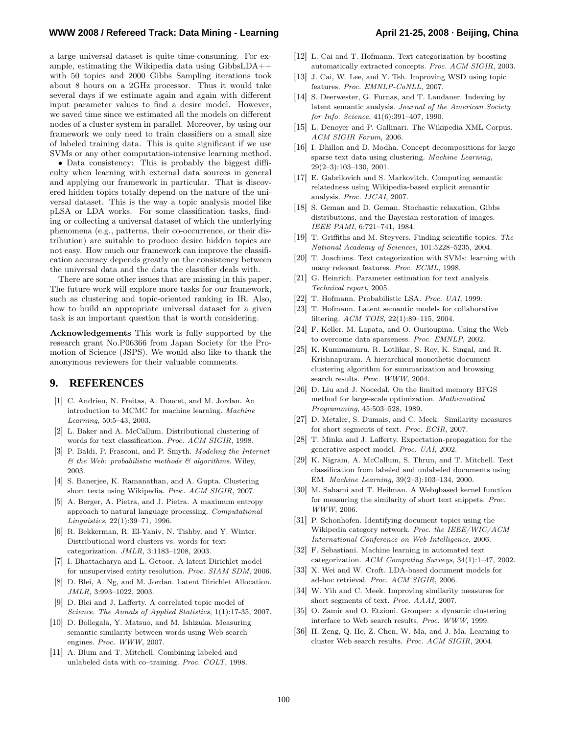a large universal dataset is quite time-consuming. For example, estimating the Wikipedia data using GibbsLDA++ with 50 topics and 2000 Gibbs Sampling iterations took about 8 hours on a 2GHz processor. Thus it would take several days if we estimate again and again with different input parameter values to find a desire model. However, we saved time since we estimated all the models on different nodes of a cluster system in parallel. Moreover, by using our framework we only need to train classifiers on a small size of labeled training data. This is quite significant if we use SVMs or any other computation-intensive learning method.

• Data consistency: This is probably the biggest difficulty when learning with external data sources in general and applying our framework in particular. That is discovered hidden topics totally depend on the nature of the universal dataset. This is the way a topic analysis model like pLSA or LDA works. For some classification tasks, finding or collecting a universal dataset of which the underlying phenomena (e.g., patterns, their co-occurrence, or their distribution) are suitable to produce desire hidden topics are not easy. How much our framework can improve the classification accuracy depends greatly on the consistency between the universal data and the data the classifier deals with.

There are some other issues that are missing in this paper. The future work will explore more tasks for our framework, such as clustering and topic-oriented ranking in IR. Also, how to build an appropriate universal dataset for a given task is an important question that is worth considering.

**Acknowledgements** This work is fully supported by the research grant No.P06366 from Japan Society for the Promotion of Science (JSPS). We would also like to thank the anonymous reviewers for their valuable comments.

## 9. REFERENCES

[1] C. Andrieu, N. Freitas, A. Doucet, and M. Jordan. An introduction to MCMC for machine learning. *Machine Learning*, 50:5–43, 2003.

[2] L. Baker and A. McCallum. Distributional clustering of words for text classification. *Proc. ACM SIGIR*, 1998.

[3] P. Baldi, P. Frasconi, and P. Smyth. *Modeling the Internet & the Web: probabilistic methods & algorithms*. Wiley, 2003.

[4] S. Banerjee, K. Ramanathan, and A. Gupta. Clustering short texts using Wikipedia. *Proc. ACM SIGIR*, 2007.

[5] A. Berger, A. Pietra, and J. Pietra. A maximum entropy approach to natural language processing. *Computational Linguistics*, 22(1):39–71, 1996.

[6] R. Bekkerman, R. El-Yaniv, N. Tishby, and Y. Winter. Distributional word clusters vs. words for text categorization. *JMLR*, 3:1183–1208, 2003.

[7] I. Bhattacharya and L. Getoor. A latent Dirichlet model for unsupervised entity resolution. *Proc. SIAM SDM*, 2006.

[8] D. Blei, A. Ng, and M. Jordan. Latent Dirichlet Allocation. *JMLR*, 3:993–1022, 2003.

[9] D. Blei and J. Lafferty. A correlated topic model of *Science*. *The Annals of Applied Statistics*, 1(1):17-35, 2007.

[10] D. Bollegala, Y. Matsuo, and M. Ishizuka. Measuring semantic similarity between words using Web search engines. *Proc. WWW*, 2007.

[11] A. Blum and T. Mitchell. Combining labeled and unlabeled data with co–training. *Proc. COLT*, 1998.

[12] L. Cai and T. Hofmann. Text categorization by boosting automatically extracted concepts. *Proc. ACM SIGIR*, 2003.

[13] J. Cai, W. Lee, and Y. Teh. Improving WSD using topic features. *Proc. EMNLP-CoNLL*, 2007.

[14] S. Deerwester, G. Furnas, and T. Landauer. Indexing by latent semantic analysis. *Journal of the American Society for Info. Science*, 41(6):391–407, 1990.

[15] L. Denoyer and P. Gallinari. The Wikipedia XML Corpus. *ACM SIGIR Forum*, 2006.

[16] I. Dhillon and D. Modha. Concept decompositions for large sparse text data using clustering. *Machine Learning*, 29(2–3):103–130, 2001.

[17] E. Gabrilovich and S. Markovitch. Computing semantic relatedness using Wikipedia-based explicit semantic analysis. *Proc. IJCAI*, 2007.

[18] S. Geman and D. Geman. Stochastic relaxation, Gibbs distributions, and the Bayesian restoration of images. *IEEE PAMI*, 6:721–741, 1984.

[19] T. Griffiths and M. Steyvers. Finding scientific topics. *The National Academy of Sciences*, 101:5228–5235, 2004.

[20] T. Joachims. Text categorization with SVMs: learning with many relevant features. *Proc. ECML*, 1998.

[21] G. Heinrich. Parameter estimation for text analysis. *Technical report*, 2005.

[22] T. Hofmann. Probabilistic LSA. *Proc. UAI*, 1999.

[23] T. Hofmann. Latent semantic models for collaborative filtering. *ACM TOIS*, 22(1):89–115, 2004.

[24] F. Keller, M. Lapata, and O. Ourioupina. Using the Web to overcome data sparseness. *Proc. EMNLP*, 2002.

[25] K. Kummamuru, R. Lotlikar, S. Roy, K. Singal, and R. Krishnapuram. A hierarchical monothetic document clustering algorithm for summarization and browsing search results. *Proc. WWW*, 2004.

[26] D. Liu and J. Nocedal. On the limited memory BFGS method for large-scale optimization. *Mathematical Programming*, 45:503–528, 1989.

[27] D. Metzler, S. Dumais, and C. Meek. Similarity measures for short segments of text. *Proc. ECIR*, 2007.

[28] T. Minka and J. Lafferty. Expectation-propagation for the generative aspect model. *Proc. UAI*, 2002.

[29] K. Nigram, A. McCallum, S. Thrun, and T. Mitchell. Text classification from labeled and unlabeled documents using EM. *Machine Learning*, 39(2–3):103–134, 2000.

[30] M. Sahami and T. Heilman. A Webŋbased kernel function for measuring the similarity of short text snippets. *Proc. WWW*, 2006.

[31] P. Schonhofen. Identifying document topics using the Wikipedia category network. *Proc. the IEEE/WIC/ACM International Conference on Web Intelligence*, 2006.

[32] F. Sebastiani. Machine learning in automated text categorization. *ACM Computing Surveys*, 34(1):1–47, 2002.

[33] X. Wei and W. Croft. LDA-based document models for ad-hoc retrieval. *Proc. ACM SIGIR*, 2006.

[34] W. Yih and C. Meek. Improving similarity measures for short segments of text. *Proc. AAAI*, 2007.

[35] O. Zamir and O. Etzioni. Grouper: a dynamic clustering interface to Web search results. *Proc. WWW*, 1999.

[36] H. Zeng, Q. He, Z. Chen, W. Ma, and J. Ma. Learning to cluster Web search results. *Proc. ACM SIGIR*, 2004.